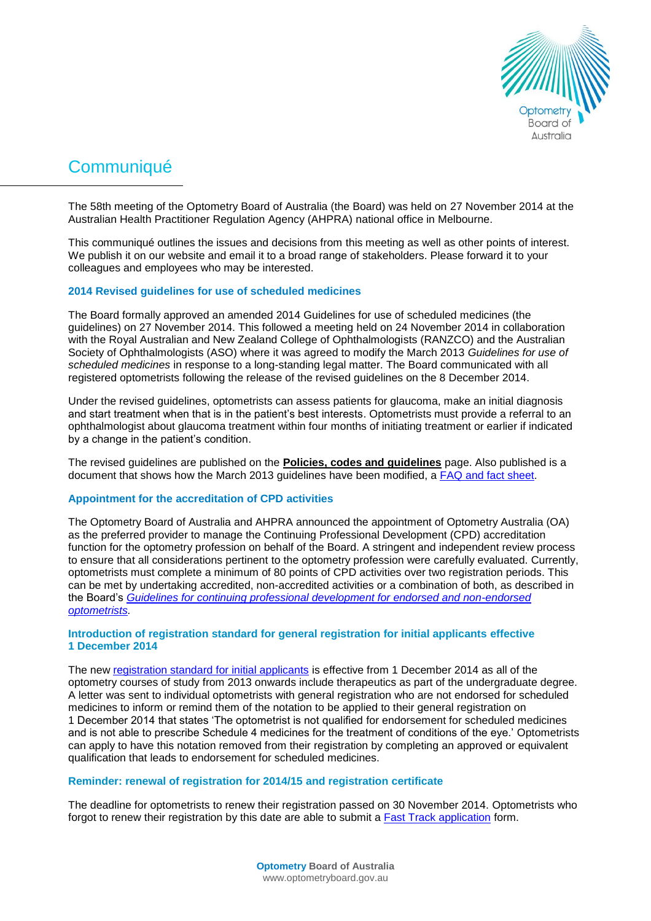# Communiqué

The 58th meeting of the Optometry Board of Australia (the Board) was held on 27 November 2014 at the Australian Health Practitioner Regulation Agency (AHPRA) national office in Melbourne.

This communiqué outlines the issues and decisions from this meeting as well as other points of interest. We publish it on our website and email it to a broad range of stakeholders. Please forward it to your colleagues and employees who may be interested.

### 2014 Revised guidelines for use of scheduled medicines

The Board formally approved an amended 2014 Guidelines for use of scheduled medicines (the guidelines) on 27 November 2014. This followed a meeting held on 24 November 2014 in collaboration with the Royal Australian and New Zealand College of Ophthalmologists (RANZCO) and the Australian Society of Ophthalmologists (ASO) where it was agreed to modify the March 2013 *Guidelines for use of scheduled medicines* in response to a long-standing legal matter. The Board communicated with all registered optometrists following the release of the revised guidelines on the 8 December 2014.

Under the revised guidelines, optometrists can assess patients for glaucoma, make an initial diagnosis and start treatment when that is in the patient's best interests. Optometrists must provide a referral to an ophthalmologist about glaucoma treatment within four months of initiating treatment or earlier if indicated by a change in the patient's condition.

The revised guidelines are published on the **Policies, codes and guidelines** page. Also published is a document that shows how the March 2013 guidelines have been modified, a FAQ and fact sheet.

### Appointment for the accreditation of CPD activities

The Optometry Board of Australia and AHPRA announced the appointment of Optometry Australia (OA) as the preferred provider to manage the Continuing Professional Development (CPD) accreditation function for the optometry profession on behalf of the Board. A stringent and independent review process to ensure that all considerations pertinent to the optometry profession were carefully evaluated. Currently, optometrists must complete a minimum of 80 points of CPD activities over two registration periods. This can be met by undertaking accredited, non-accredited activities or a combination of both, as described in the Board's *Guidelines for continuing professional development for endorsed and non-endorsed optometrists*.

### Introduction of registration standard for general registration for initial applicants effective 1 December 2014

The new registration standard for initial applicants is effective from 1 December 2014 as all of the optometry courses of study from 2013 onwards include therapeutics as part of the undergraduate degree. A letter was sent to individual optometrists with general registration who are not endorsed for scheduled medicines to inform or remind them of the notation to be applied to their general registration on 1 December 2014 that states 'The optometrist is not qualified for endorsement for scheduled medicines and is not able to prescribe Schedule 4 medicines for the treatment of conditions of the eye.' Optometrists can apply to have this notation removed from their registration by completing an approved or equivalent qualification that leads to endorsement for scheduled medicines.

### Reminder: renewal of registration for 2014/15 and registration certificate

The deadline for optometrists to renew their registration passed on 30 November 2014. Optometrists who forgot to renew their registration by this date are able to submit a Fast Track application form.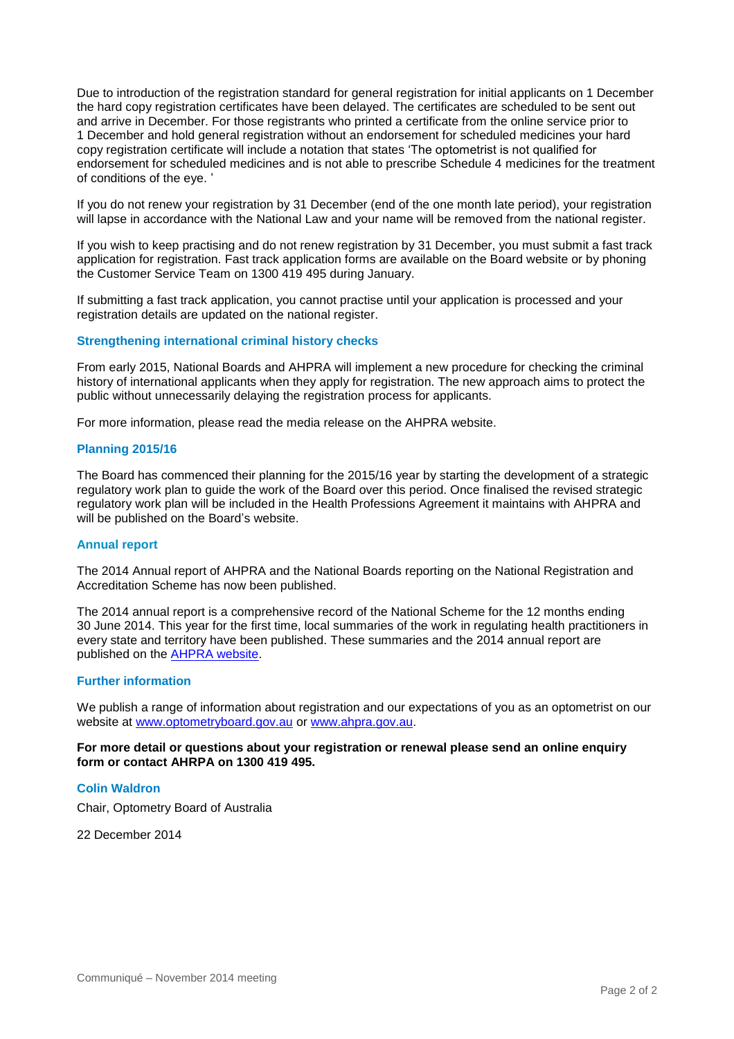Due to introduction of the registration standard for general registration for initial applicants on 1 December the hard copy registration certificates have been delayed. The certificates are scheduled to be sent out and arrive in December. For those registrants who printed a certificate from the online service prior to 1 December and hold general registration without an endorsement for scheduled medicines your hard copy registration certificate will include a notation that states 'The optometrist is not qualified for endorsement for scheduled medicines and is not able to prescribe Schedule 4 medicines for the treatment of conditions of the eye. '

If you do not renew your registration by 31 December (end of the one month late period), your registration will lapse in accordance with the National Law and your name will be removed from the national register.

If you wish to keep practising and do not renew registration by 31 December, you must submit a fast track application for registration. Fast track application forms are available on the Board website or by phoning the Customer Service Team on 1300 419 495 during January.

If submitting a fast track application, you cannot practise until your application is processed and your registration details are updated on the national register.

## Strengthening international criminal history checks

From early 2015, National Boards and AHPRA will implement a new procedure for checking the criminal history of international applicants when they apply for registration. The new approach aims to protect the public without unnecessarily delaying the registration process for applicants.

For more information, please read the media release on the AHPRA website.

## Planning 2015/16

The Board has commenced their planning for the 2015/16 year by starting the development of a strategic regulatory work plan to guide the work of the Board over this period. Once finalised the revised strategic regulatory work plan will be included in the Health Professions Agreement it maintains with AHPRA and will be published on the Board's website.

## Annual report

The 2014 Annual report of AHPRA and the National Boards reporting on the National Registration and Accreditation Scheme has now been published.

The 2014 annual report is a comprehensive record of the National Scheme for the 12 months ending 30 June 2014. This year for the first time, local summaries of the work in regulating health practitioners in every state and territory have been published. These summaries and the 2014 annual report are published on the AHPRA website.

## Further information

We publish a range of information about registration and our expectations of you as an optometrist on our website at www.optometryboard.gov.au or www.ahpra.gov.au.

**For more detail or questions about your registration or renewal please send an online enquiry form or contact AHRPA on 1300 419 495.**

**Colin Waldron**

Chair, Optometry Board of Australia

22 December 2014